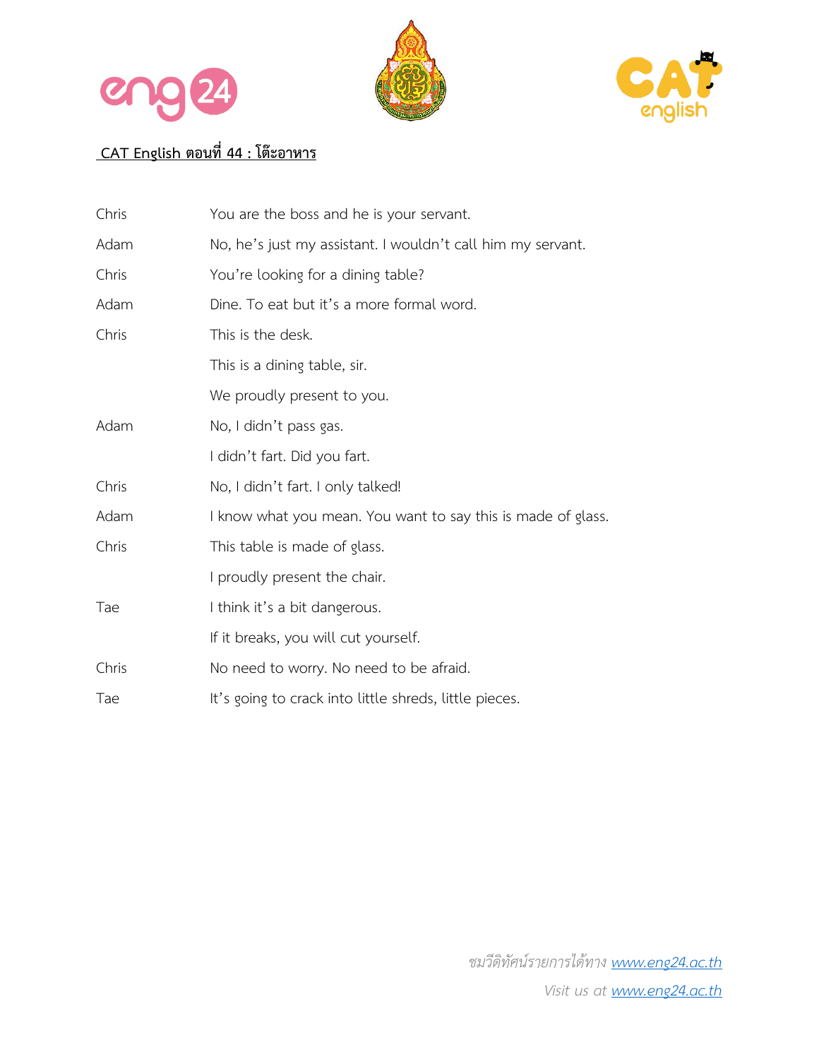**CAT English ตอนที่ 44 : โต๊ะอาหาร**

| | |
|---|---|
| Chris | You are the boss and he is your servant. |
| Adam | No, he's just my assistant. I wouldn't call him my servant. |
| Chris | You're looking for a dining table? |
| Adam | Dine. To eat but it's a more formal word. |
| Chris | This is the desk. |
| | This is a dining table, sir. |
| | We proudly present to you. |
| Adam | No, I didn't pass gas. |
| | I didn't fart. Did you fart. |
| Chris | No, I didn't fart. I only talked! |
| Adam | I know what you mean. You want to say this is made of glass. |
| Chris | This table is made of glass. |
| | I proudly present the chair. |
| Tae | I think it's a bit dangerous. |
| | If it breaks, you will cut yourself. |
| Chris | No need to worry. No need to be afraid. |
| Tae | It's going to crack into little shreds, little pieces. |

*ชมวีดิทัศน์รายการได้ทาง www.eng24.ac.th*

*Visit us at www.eng24.ac.th*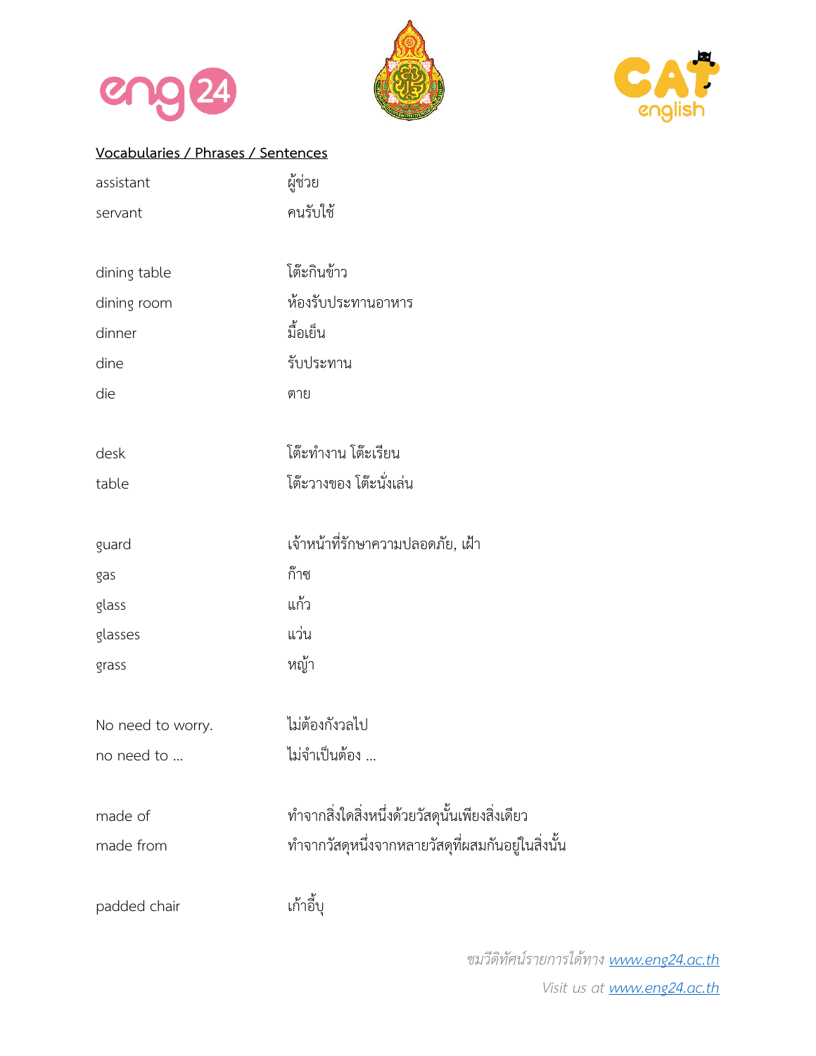**<u>Vocabularies / Phrases / Sentences</u>**

| | |
|---|---|
| assistant | ผู้ช่วย |
| servant | คนรับใช้ |
| | |
| dining table | โต๊ะกินข้าว |
| dining room | ห้องรับประทานอาหาร |
| dinner | มื้อเย็น |
| dine | รับประทาน |
| die | ตาย |
| | |
| desk | โต๊ะทำงาน โต๊ะเรียน |
| table | โต๊ะวางของ โต๊ะนั่งเล่น |
| | |
| guard | เจ้าหน้าที่รักษาความปลอดภัย, เฝ้า |
| gas | ก๊าซ |
| glass | แก้ว |
| glasses | แว่น |
| grass | หญ้า |
| | |
| No need to worry. | ไม่ต้องกังวลไป |
| no need to … | ไม่จำเป็นต้อง … |
| | |
| made of | ทำจากสิ่งใดสิ่งหนึ่งด้วยวัสดุนั้นเพียงสิ่งเดียว |
| made from | ทำจากวัสดุหนึ่งจากหลายวัสดุที่ผสมกันอยู่ในสิ่งนั้น |
| | |
| padded chair | เก้าอี้บุ |

*ชมวีดิทัศน์รายการได้ทาง www.eng24.ac.th*

*Visit us at www.eng24.ac.th*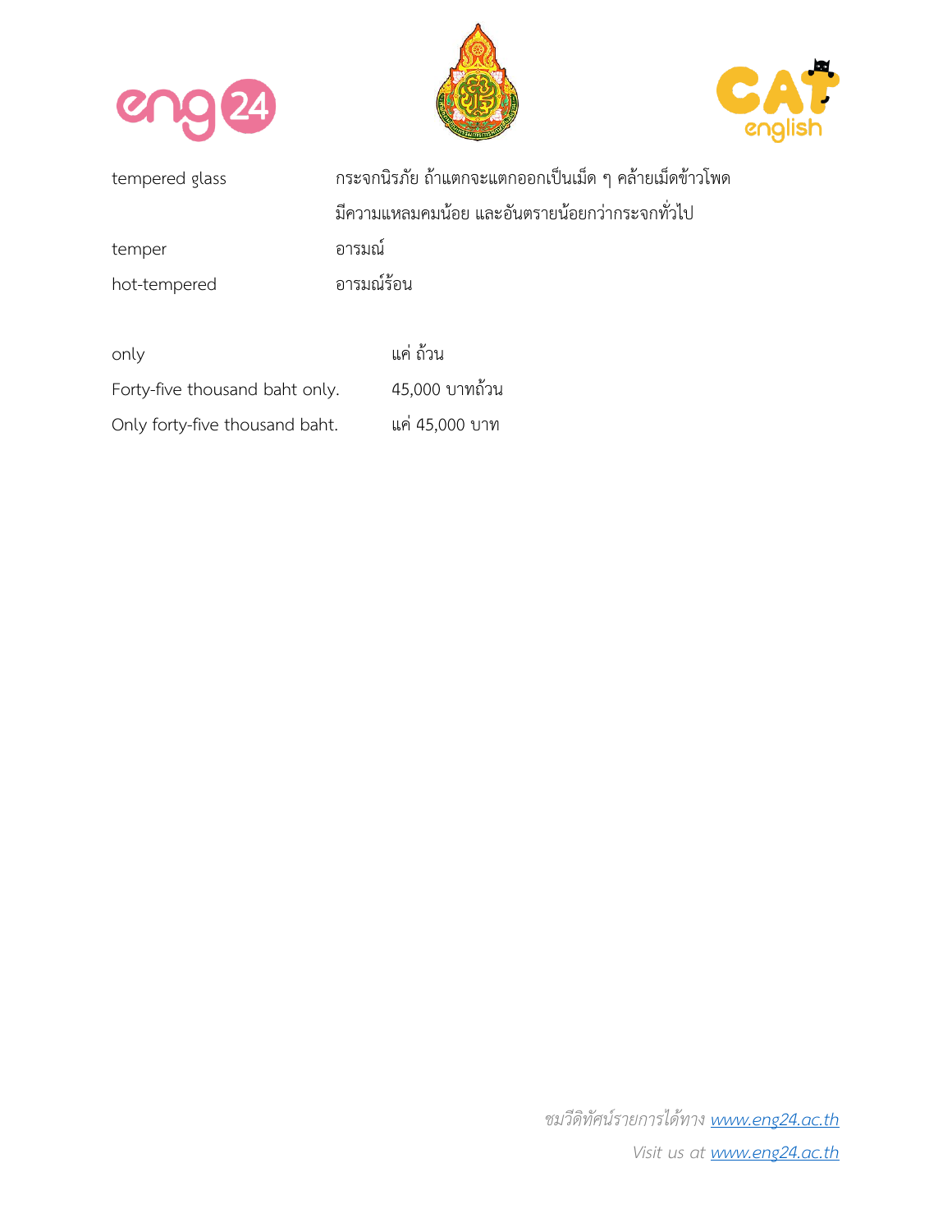| | |
|---|---|
| tempered glass | กระจกนิรภัย ถ้าแตกจะแตกออกเป็นเม็ด ๆ คล้ายเม็ดข้าวโพด มีความแหลมคมน้อย และอันตรายน้อยกว่ากระจกทั่วไป |
| temper | อารมณ์ |
| hot-tempered | อารมณ์ร้อน |

| | |
|---|---|
| only | แค่ ถ้วน |
| Forty-five thousand baht only. | 45,000 บาทถ้วน |
| Only forty-five thousand baht. | แค่ 45,000 บาท |

*ชมวีดิทัศน์รายการได้ทาง www.eng24.ac.th*

*Visit us at www.eng24.ac.th*